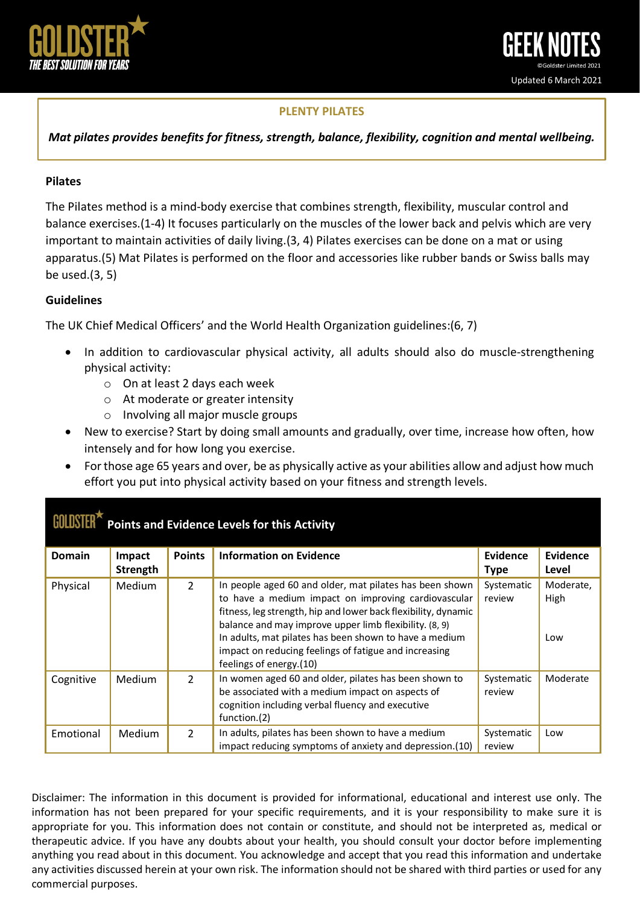GOLDSTER
THE BEST SOLUTION FOR YEARS

GEEK NOTES

©Goldster Limited 2021

Updated 6 March 2021

## PLENTY PILATES

***Mat pilates provides benefits for fitness, strength, balance, flexibility, cognition and mental wellbeing.***

### Pilates

The Pilates method is a mind-body exercise that combines strength, flexibility, muscular control and balance exercises.(1-4) It focuses particularly on the muscles of the lower back and pelvis which are very important to maintain activities of daily living.(3, 4) Pilates exercises can be done on a mat or using apparatus.(5) Mat Pilates is performed on the floor and accessories like rubber bands or Swiss balls may be used.(3, 5)

### Guidelines

The UK Chief Medical Officers' and the World Health Organization guidelines:(6, 7)

- In addition to cardiovascular physical activity, all adults should also do muscle-strengthening physical activity:
  - On at least 2 days each week
  - At moderate or greater intensity
  - Involving all major muscle groups
- New to exercise? Start by doing small amounts and gradually, over time, increase how often, how intensely and for how long you exercise.
- For those age 65 years and over, be as physically active as your abilities allow and adjust how much effort you put into physical activity based on your fitness and strength levels.

### GOLDSTER Points and Evidence Levels for this Activity

| Domain | Impact Strength | Points | Information on Evidence | Evidence Type | Evidence Level |
|---|---|---|---|---|---|
| Physical | Medium | 2 | In people aged 60 and older, mat pilates has been shown to have a medium impact on improving cardiovascular fitness, leg strength, hip and lower back flexibility, dynamic balance and may improve upper limb flexibility. (8, 9)<br>In adults, mat pilates has been shown to have a medium impact on reducing feelings of fatigue and increasing feelings of energy.(10) | Systematic review | Moderate, High<br><br>Low |
| Cognitive | Medium | 2 | In women aged 60 and older, pilates has been shown to be associated with a medium impact on aspects of cognition including verbal fluency and executive function.(2) | Systematic review | Moderate |
| Emotional | Medium | 2 | In adults, pilates has been shown to have a medium impact reducing symptoms of anxiety and depression.(10) | Systematic review | Low |

Disclaimer: The information in this document is provided for informational, educational and interest use only. The information has not been prepared for your specific requirements, and it is your responsibility to make sure it is appropriate for you. This information does not contain or constitute, and should not be interpreted as, medical or therapeutic advice. If you have any doubts about your health, you should consult your doctor before implementing anything you read about in this document. You acknowledge and accept that you read this information and undertake any activities discussed herein at your own risk. The information should not be shared with third parties or used for any commercial purposes.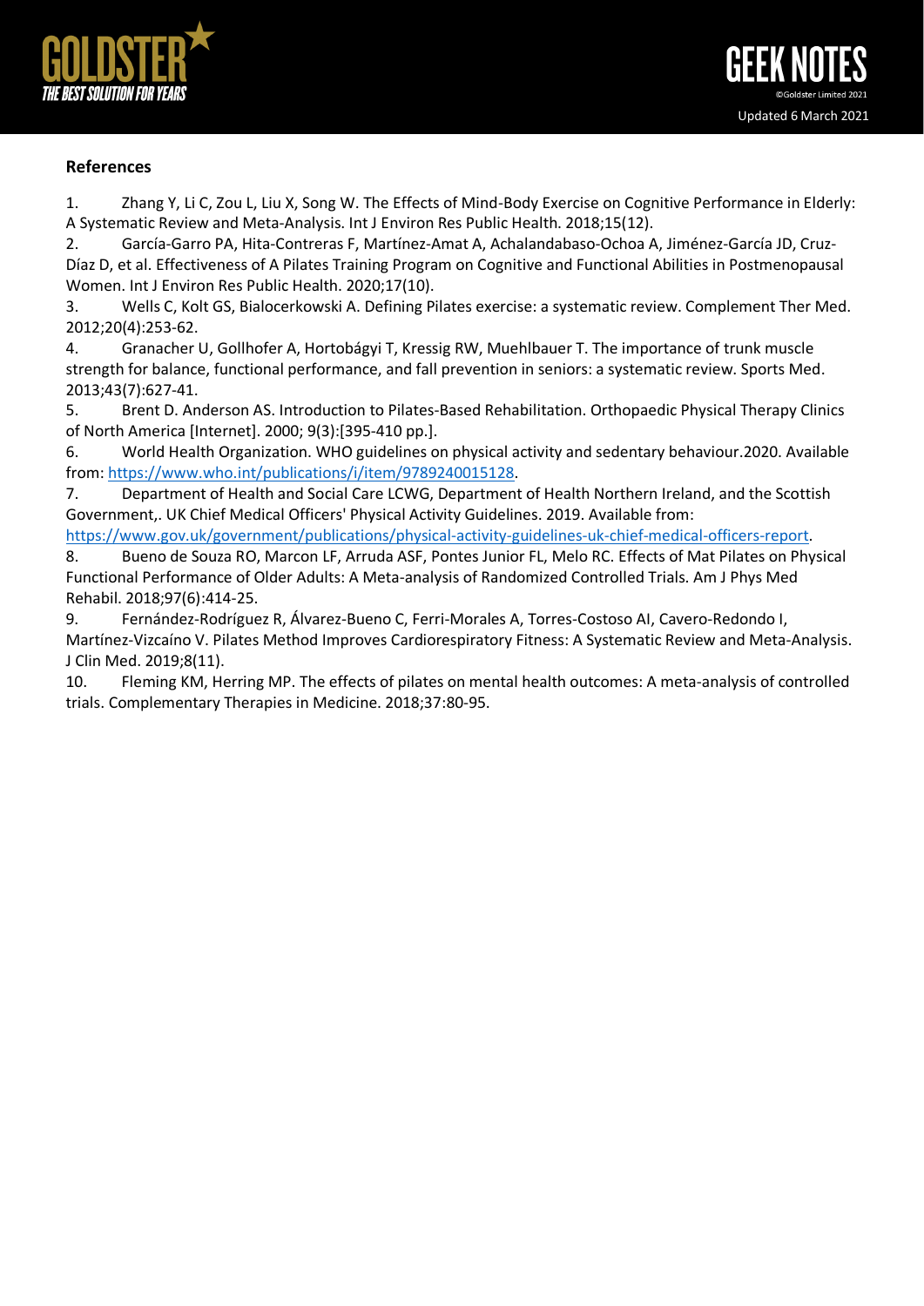## References

1. Zhang Y, Li C, Zou L, Liu X, Song W. The Effects of Mind-Body Exercise on Cognitive Performance in Elderly: A Systematic Review and Meta-Analysis. Int J Environ Res Public Health. 2018;15(12).
2. García-Garro PA, Hita-Contreras F, Martínez-Amat A, Achalandabaso-Ochoa A, Jiménez-García JD, Cruz-Díaz D, et al. Effectiveness of A Pilates Training Program on Cognitive and Functional Abilities in Postmenopausal Women. Int J Environ Res Public Health. 2020;17(10).
3. Wells C, Kolt GS, Bialocerkowski A. Defining Pilates exercise: a systematic review. Complement Ther Med. 2012;20(4):253-62.
4. Granacher U, Gollhofer A, Hortobágyi T, Kressig RW, Muehlbauer T. The importance of trunk muscle strength for balance, functional performance, and fall prevention in seniors: a systematic review. Sports Med. 2013;43(7):627-41.
5. Brent D. Anderson AS. Introduction to Pilates-Based Rehabilitation. Orthopaedic Physical Therapy Clinics of North America [Internet]. 2000; 9(3):[395-410 pp.].
6. World Health Organization. WHO guidelines on physical activity and sedentary behaviour.2020. Available from: https://www.who.int/publications/i/item/9789240015128.
7. Department of Health and Social Care LCWG, Department of Health Northern Ireland, and the Scottish Government,. UK Chief Medical Officers' Physical Activity Guidelines. 2019. Available from: https://www.gov.uk/government/publications/physical-activity-guidelines-uk-chief-medical-officers-report.
8. Bueno de Souza RO, Marcon LF, Arruda ASF, Pontes Junior FL, Melo RC. Effects of Mat Pilates on Physical Functional Performance of Older Adults: A Meta-analysis of Randomized Controlled Trials. Am J Phys Med Rehabil. 2018;97(6):414-25.
9. Fernández-Rodríguez R, Álvarez-Bueno C, Ferri-Morales A, Torres-Costoso AI, Cavero-Redondo I, Martínez-Vizcaíno V. Pilates Method Improves Cardiorespiratory Fitness: A Systematic Review and Meta-Analysis. J Clin Med. 2019;8(11).
10. Fleming KM, Herring MP. The effects of pilates on mental health outcomes: A meta-analysis of controlled trials. Complementary Therapies in Medicine. 2018;37:80-95.